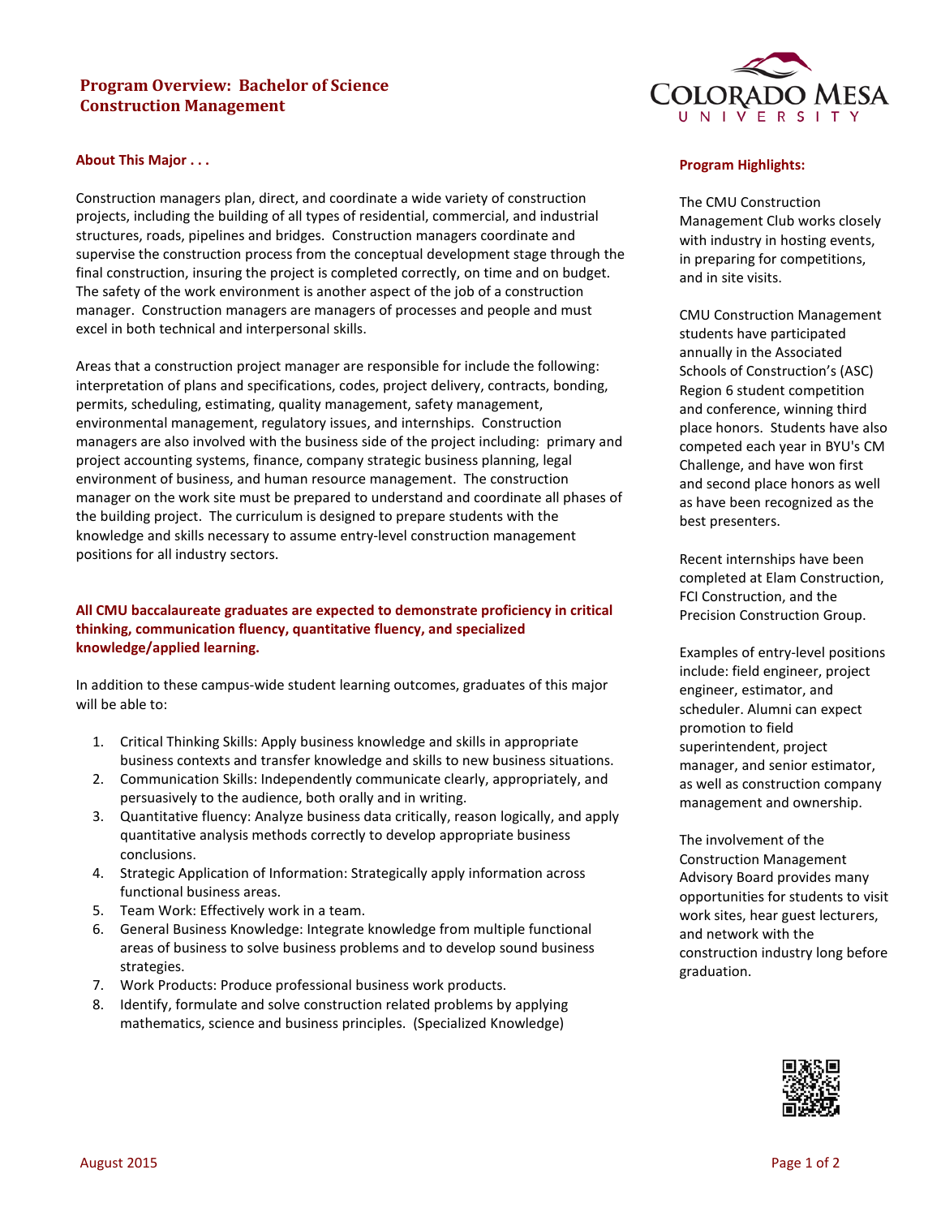# Program Overview: Bachelor of Science Construction Management

## About This Major . . .

Construction managers plan, direct, and coordinate a wide variety of construction projects, including the building of all types of residential, commercial, and industrial structures, roads, pipelines and bridges. Construction managers coordinate and supervise the construction process from the conceptual development stage through the final construction, insuring the project is completed correctly, on time and on budget. The safety of the work environment is another aspect of the job of a construction manager. Construction managers are managers of processes and people and must excel in both technical and interpersonal skills.

Areas that a construction project manager are responsible for include the following: interpretation of plans and specifications, codes, project delivery, contracts, bonding, permits, scheduling, estimating, quality management, safety management, environmental management, regulatory issues, and internships. Construction managers are also involved with the business side of the project including: primary and project accounting systems, finance, company strategic business planning, legal environment of business, and human resource management. The construction manager on the work site must be prepared to understand and coordinate all phases of the building project. The curriculum is designed to prepare students with the knowledge and skills necessary to assume entry-level construction management positions for all industry sectors.

**All CMU baccalaureate graduates are expected to demonstrate proficiency in critical thinking, communication fluency, quantitative fluency, and specialized knowledge/applied learning.**

In addition to these campus-wide student learning outcomes, graduates of this major will be able to:

1. Critical Thinking Skills: Apply business knowledge and skills in appropriate business contexts and transfer knowledge and skills to new business situations.
2. Communication Skills: Independently communicate clearly, appropriately, and persuasively to the audience, both orally and in writing.
3. Quantitative fluency: Analyze business data critically, reason logically, and apply quantitative analysis methods correctly to develop appropriate business conclusions.
4. Strategic Application of Information: Strategically apply information across functional business areas.
5. Team Work: Effectively work in a team.
6. General Business Knowledge: Integrate knowledge from multiple functional areas of business to solve business problems and to develop sound business strategies.
7. Work Products: Produce professional business work products.
8. Identify, formulate and solve construction related problems by applying mathematics, science and business principles. (Specialized Knowledge)

## Program Highlights:

The CMU Construction Management Club works closely with industry in hosting events, in preparing for competitions, and in site visits.

CMU Construction Management students have participated annually in the Associated Schools of Construction's (ASC) Region 6 student competition and conference, winning third place honors. Students have also competed each year in BYU's CM Challenge, and have won first and second place honors as well as have been recognized as the best presenters.

Recent internships have been completed at Elam Construction, FCI Construction, and the Precision Construction Group.

Examples of entry-level positions include: field engineer, project engineer, estimator, and scheduler. Alumni can expect promotion to field superintendent, project manager, and senior estimator, as well as construction company management and ownership.

The involvement of the Construction Management Advisory Board provides many opportunities for students to visit work sites, hear guest lecturers, and network with the construction industry long before graduation.

August 2015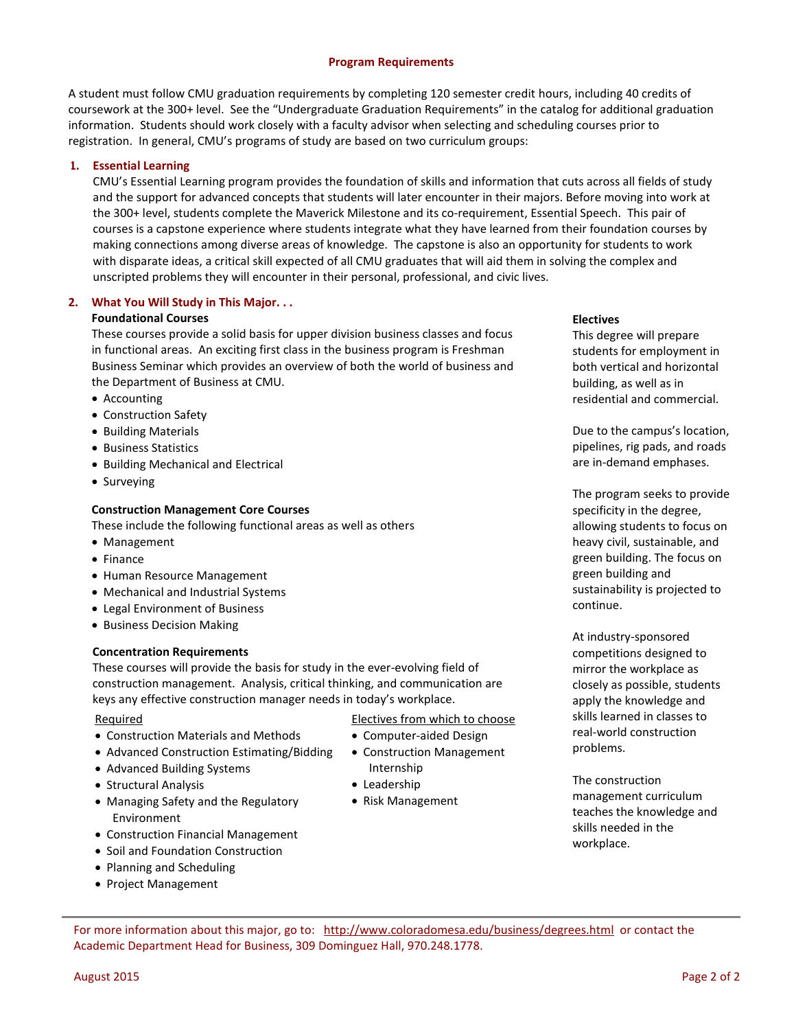## Program Requirements

A student must follow CMU graduation requirements by completing 120 semester credit hours, including 40 credits of coursework at the 300+ level. See the "Undergraduate Graduation Requirements" in the catalog for additional graduation information. Students should work closely with a faculty advisor when selecting and scheduling courses prior to registration. In general, CMU's programs of study are based on two curriculum groups:

### 1. Essential Learning

CMU's Essential Learning program provides the foundation of skills and information that cuts across all fields of study and the support for advanced concepts that students will later encounter in their majors. Before moving into work at the 300+ level, students complete the Maverick Milestone and its co-requirement, Essential Speech. This pair of courses is a capstone experience where students integrate what they have learned from their foundation courses by making connections among diverse areas of knowledge. The capstone is also an opportunity for students to work with disparate ideas, a critical skill expected of all CMU graduates that will aid them in solving the complex and unscripted problems they will encounter in their personal, professional, and civic lives.

### 2. What You Will Study in This Major. . .

**Foundational Courses**

These courses provide a solid basis for upper division business classes and focus in functional areas. An exciting first class in the business program is Freshman Business Seminar which provides an overview of both the world of business and the Department of Business at CMU.

- Accounting
- Construction Safety
- Building Materials
- Business Statistics
- Building Mechanical and Electrical
- Surveying

**Construction Management Core Courses**

These include the following functional areas as well as others

- Management
- Finance
- Human Resource Management
- Mechanical and Industrial Systems
- Legal Environment of Business
- Business Decision Making

**Concentration Requirements**

These courses will provide the basis for study in the ever-evolving field of construction management. Analysis, critical thinking, and communication are keys any effective construction manager needs in today's workplace.

Required

- Construction Materials and Methods
- Advanced Construction Estimating/Bidding
- Advanced Building Systems
- Structural Analysis
- Managing Safety and the Regulatory Environment
- Construction Financial Management
- Soil and Foundation Construction
- Planning and Scheduling
- Project Management

Electives from which to choose

- Computer-aided Design
- Construction Management Internship
- Leadership
- Risk Management

**Electives**

This degree will prepare students for employment in both vertical and horizontal building, as well as in residential and commercial.

Due to the campus's location, pipelines, rig pads, and roads are in-demand emphases.

The program seeks to provide specificity in the degree, allowing students to focus on heavy civil, sustainable, and green building. The focus on green building and sustainability is projected to continue.

At industry-sponsored competitions designed to mirror the workplace as closely as possible, students apply the knowledge and skills learned in classes to real-world construction problems.

The construction management curriculum teaches the knowledge and skills needed in the workplace.

---

For more information about this major, go to: http://www.coloradomesa.edu/business/degrees.html or contact the Academic Department Head for Business, 309 Dominguez Hall, 970.248.1778.

August 2015